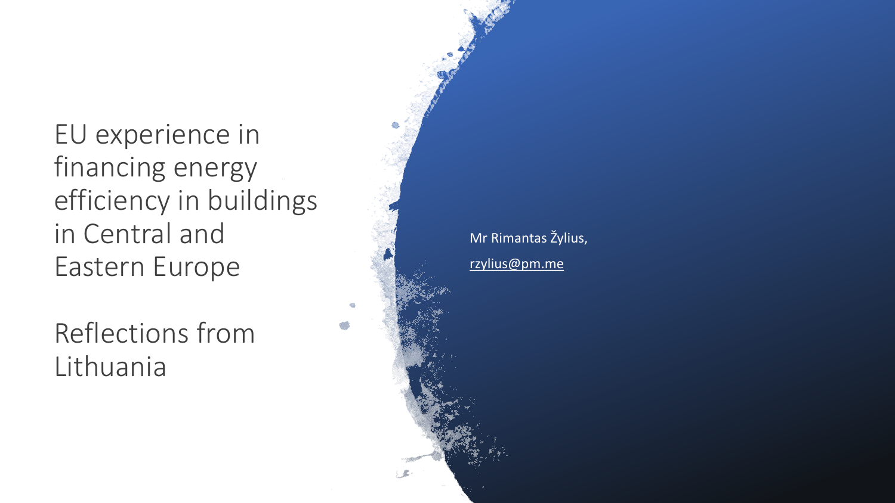# EU experience in financing energy efficiency in buildings in Central and Eastern Europe

## Reflections from Lithuania

Mr Rimantas Žylius,

rzylius@pm.me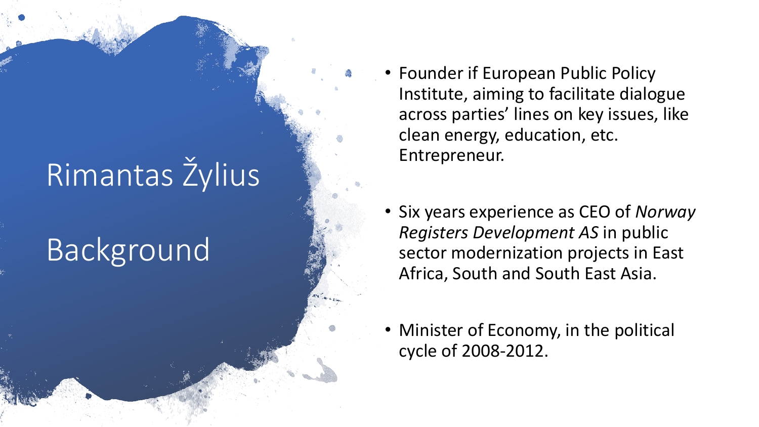# Rimantas Žylius

# Background

- Founder if European Public Policy Institute, aiming to facilitate dialogue across parties' lines on key issues, like clean energy, education, etc. Entrepreneur.
- Six years experience as CEO of *Norway Registers Development AS* in public sector modernization projects in East Africa, South and South East Asia.
- Minister of Economy, in the political cycle of 2008-2012.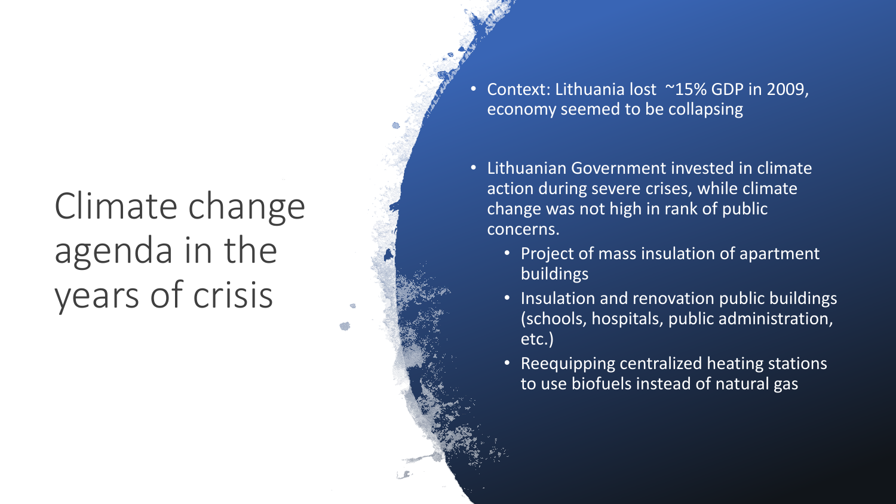# Climate change agenda in the years of crisis

- Context: Lithuania lost ~15% GDP in 2009, economy seemed to be collapsing
- Lithuanian Government invested in climate action during severe crises, while climate change was not high in rank of public concerns.
  - Project of mass insulation of apartment buildings
  - Insulation and renovation public buildings (schools, hospitals, public administration, etc.)
  - Reequipping centralized heating stations to use biofuels instead of natural gas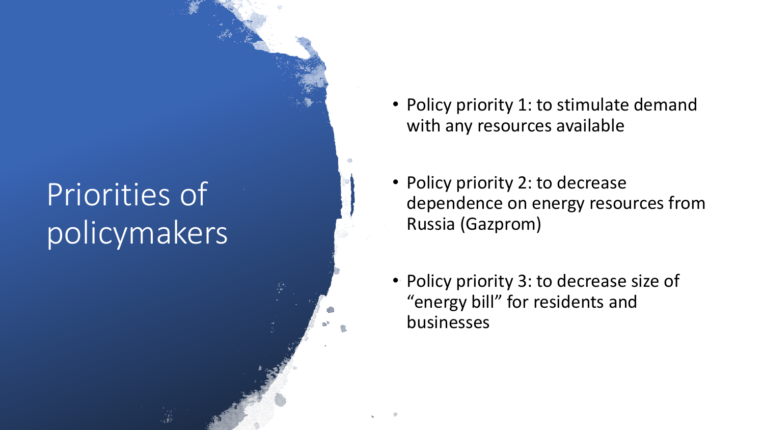# Priorities of policymakers

- Policy priority 1: to stimulate demand with any resources available
- Policy priority 2: to decrease dependence on energy resources from Russia (Gazprom)
- Policy priority 3: to decrease size of "energy bill" for residents and businesses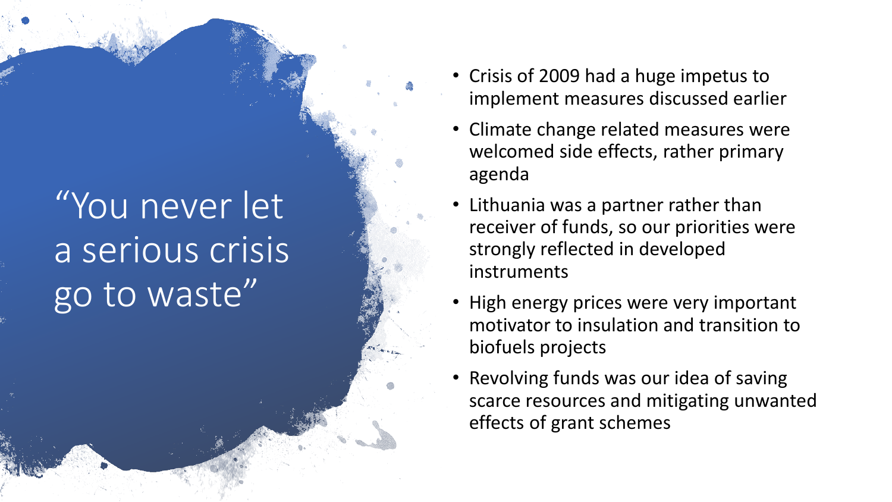# “You never let a serious crisis go to waste”

- Crisis of 2009 had a huge impetus to implement measures discussed earlier
- Climate change related measures were welcomed side effects, rather primary agenda
- Lithuania was a partner rather than receiver of funds, so our priorities were strongly reflected in developed instruments
- High energy prices were very important motivator to insulation and transition to biofuels projects
- Revolving funds was our idea of saving scarce resources and mitigating unwanted effects of grant schemes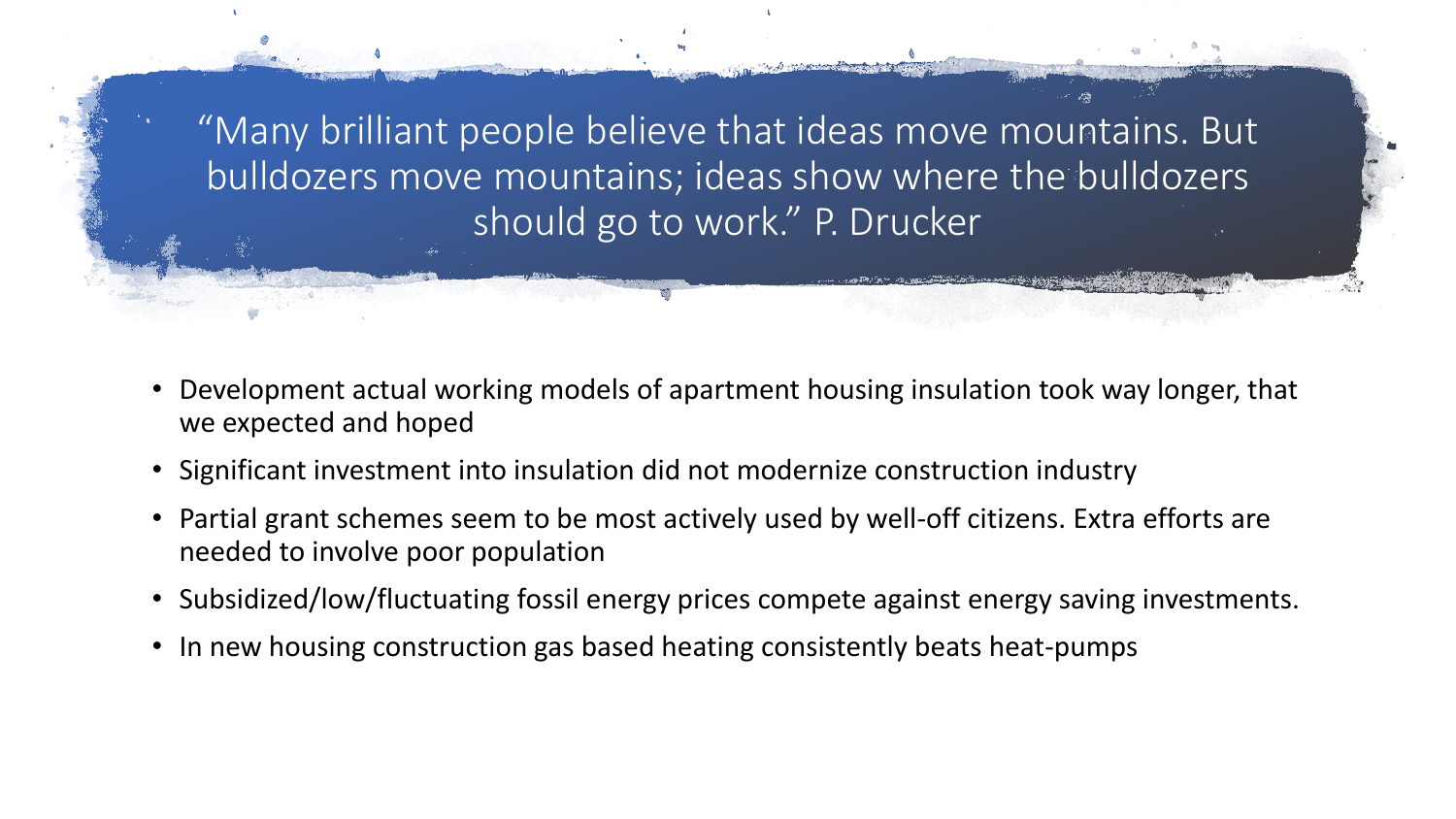# "Many brilliant people believe that ideas move mountains. But bulldozers move mountains; ideas show where the bulldozers should go to work." P. Drucker

- Development actual working models of apartment housing insulation took way longer, that we expected and hoped
- Significant investment into insulation did not modernize construction industry
- Partial grant schemes seem to be most actively used by well-off citizens. Extra efforts are needed to involve poor population
- Subsidized/low/fluctuating fossil energy prices compete against energy saving investments.
- In new housing construction gas based heating consistently beats heat-pumps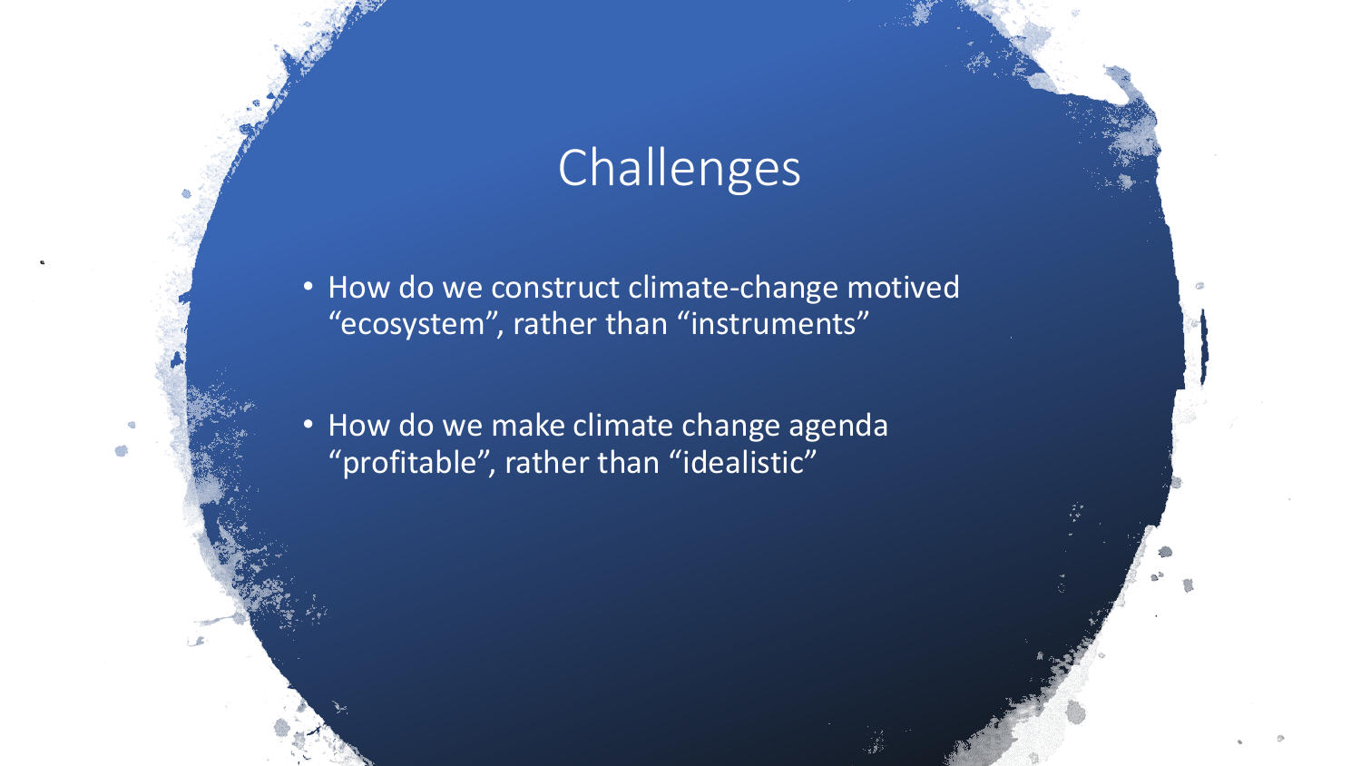# Challenges

- How do we construct climate-change motived "ecosystem", rather than "instruments"
- How do we make climate change agenda "profitable", rather than "idealistic"